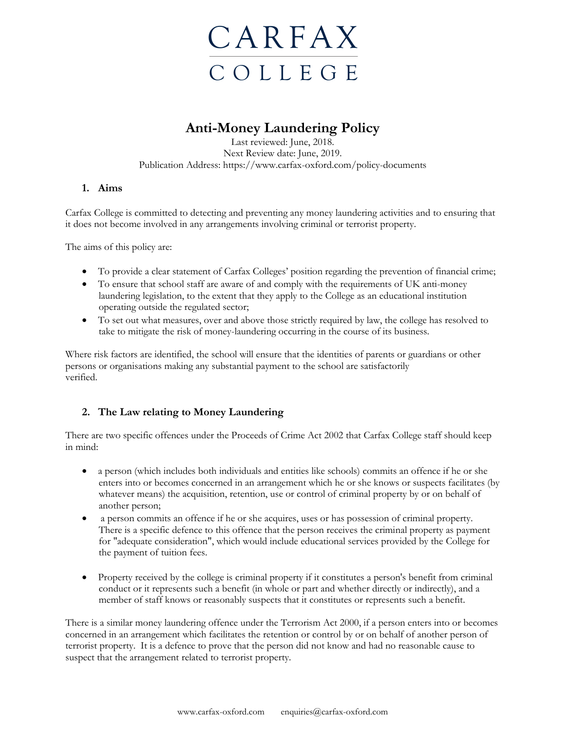# CARFAX COLLEGE

## Anti-Money Laundering Policy

Last reviewed: June, 2018.
Next Review date: June, 2019.
Publication Address: https://www.carfax-oxford.com/policy-documents

### 1. Aims

Carfax College is committed to detecting and preventing any money laundering activities and to ensuring that it does not become involved in any arrangements involving criminal or terrorist property.

The aims of this policy are:

- To provide a clear statement of Carfax Colleges' position regarding the prevention of financial crime;
- To ensure that school staff are aware of and comply with the requirements of UK anti-money laundering legislation, to the extent that they apply to the College as an educational institution operating outside the regulated sector;
- To set out what measures, over and above those strictly required by law, the college has resolved to take to mitigate the risk of money-laundering occurring in the course of its business.

Where risk factors are identified, the school will ensure that the identities of parents or guardians or other persons or organisations making any substantial payment to the school are satisfactorily verified.

### 2. The Law relating to Money Laundering

There are two specific offences under the Proceeds of Crime Act 2002 that Carfax College staff should keep in mind:

- a person (which includes both individuals and entities like schools) commits an offence if he or she enters into or becomes concerned in an arrangement which he or she knows or suspects facilitates (by whatever means) the acquisition, retention, use or control of criminal property by or on behalf of another person;
- a person commits an offence if he or she acquires, uses or has possession of criminal property. There is a specific defence to this offence that the person receives the criminal property as payment for "adequate consideration", which would include educational services provided by the College for the payment of tuition fees.

- Property received by the college is criminal property if it constitutes a person's benefit from criminal conduct or it represents such a benefit (in whole or part and whether directly or indirectly), and a member of staff knows or reasonably suspects that it constitutes or represents such a benefit.

There is a similar money laundering offence under the Terrorism Act 2000, if a person enters into or becomes concerned in an arrangement which facilitates the retention or control by or on behalf of another person of terrorist property. It is a defence to prove that the person did not know and had no reasonable cause to suspect that the arrangement related to terrorist property.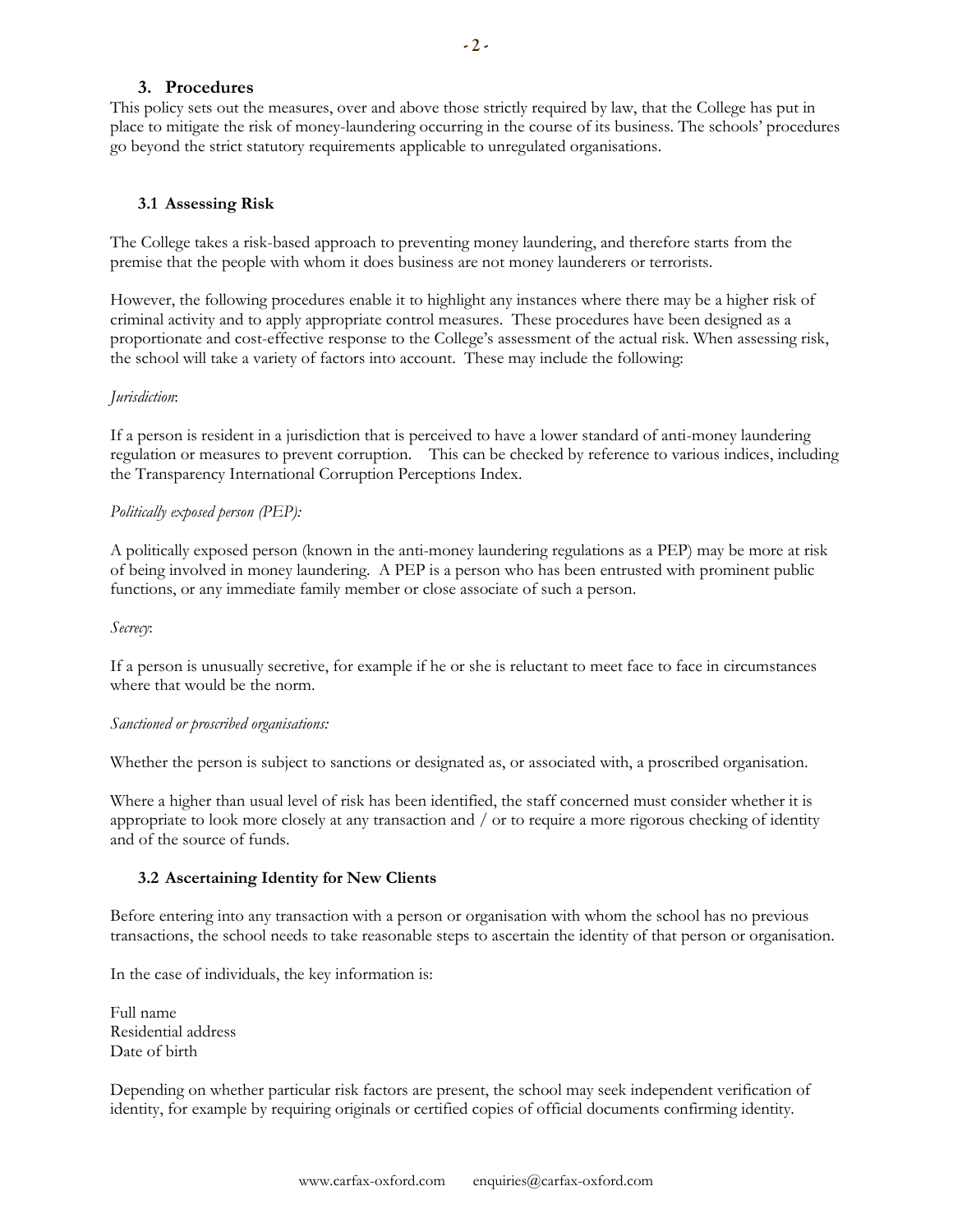## 3. Procedures

This policy sets out the measures, over and above those strictly required by law, that the College has put in place to mitigate the risk of money-laundering occurring in the course of its business. The schools' procedures go beyond the strict statutory requirements applicable to unregulated organisations.

### 3.1 Assessing Risk

The College takes a risk-based approach to preventing money laundering, and therefore starts from the premise that the people with whom it does business are not money launderers or terrorists.

However, the following procedures enable it to highlight any instances where there may be a higher risk of criminal activity and to apply appropriate control measures. These procedures have been designed as a proportionate and cost-effective response to the College's assessment of the actual risk. When assessing risk, the school will take a variety of factors into account. These may include the following:

*Jurisdiction*:

If a person is resident in a jurisdiction that is perceived to have a lower standard of anti-money laundering regulation or measures to prevent corruption. This can be checked by reference to various indices, including the Transparency International Corruption Perceptions Index.

*Politically exposed person (PEP):*

A politically exposed person (known in the anti-money laundering regulations as a PEP) may be more at risk of being involved in money laundering. A PEP is a person who has been entrusted with prominent public functions, or any immediate family member or close associate of such a person.

*Secrecy*:

If a person is unusually secretive, for example if he or she is reluctant to meet face to face in circumstances where that would be the norm.

*Sanctioned or proscribed organisations:*

Whether the person is subject to sanctions or designated as, or associated with, a proscribed organisation.

Where a higher than usual level of risk has been identified, the staff concerned must consider whether it is appropriate to look more closely at any transaction and / or to require a more rigorous checking of identity and of the source of funds.

### 3.2 Ascertaining Identity for New Clients

Before entering into any transaction with a person or organisation with whom the school has no previous transactions, the school needs to take reasonable steps to ascertain the identity of that person or organisation.

In the case of individuals, the key information is:

Full name
Residential address
Date of birth

Depending on whether particular risk factors are present, the school may seek independent verification of identity, for example by requiring originals or certified copies of official documents confirming identity.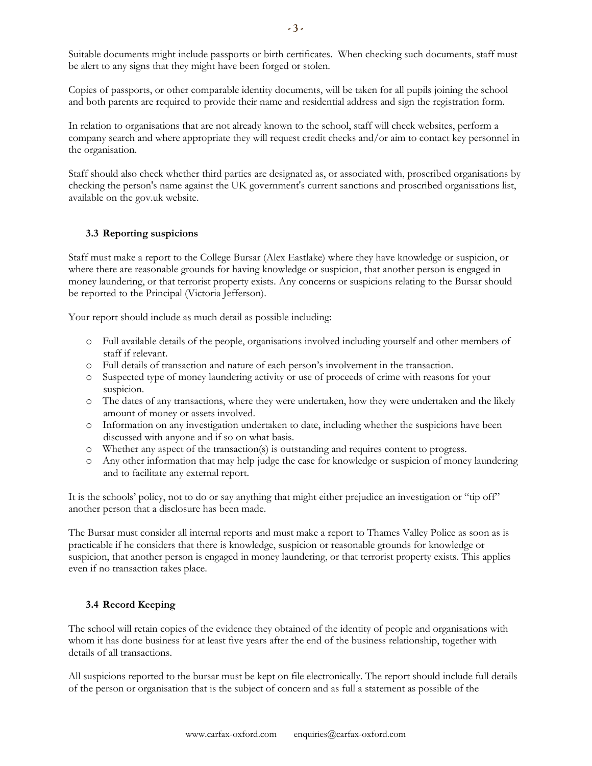Suitable documents might include passports or birth certificates. When checking such documents, staff must be alert to any signs that they might have been forged or stolen.

Copies of passports, or other comparable identity documents, will be taken for all pupils joining the school and both parents are required to provide their name and residential address and sign the registration form.

In relation to organisations that are not already known to the school, staff will check websites, perform a company search and where appropriate they will request credit checks and/or aim to contact key personnel in the organisation.

Staff should also check whether third parties are designated as, or associated with, proscribed organisations by checking the person's name against the UK government's current sanctions and proscribed organisations list, available on the gov.uk website.

### 3.3 Reporting suspicions

Staff must make a report to the College Bursar (Alex Eastlake) where they have knowledge or suspicion, or where there are reasonable grounds for having knowledge or suspicion, that another person is engaged in money laundering, or that terrorist property exists. Any concerns or suspicions relating to the Bursar should be reported to the Principal (Victoria Jefferson).

Your report should include as much detail as possible including:

- Full available details of the people, organisations involved including yourself and other members of staff if relevant.
- Full details of transaction and nature of each person's involvement in the transaction.
- Suspected type of money laundering activity or use of proceeds of crime with reasons for your suspicion.
- The dates of any transactions, where they were undertaken, how they were undertaken and the likely amount of money or assets involved.
- Information on any investigation undertaken to date, including whether the suspicions have been discussed with anyone and if so on what basis.
- Whether any aspect of the transaction(s) is outstanding and requires content to progress.
- Any other information that may help judge the case for knowledge or suspicion of money laundering and to facilitate any external report.

It is the schools' policy, not to do or say anything that might either prejudice an investigation or "tip off" another person that a disclosure has been made.

The Bursar must consider all internal reports and must make a report to Thames Valley Police as soon as is practicable if he considers that there is knowledge, suspicion or reasonable grounds for knowledge or suspicion, that another person is engaged in money laundering, or that terrorist property exists. This applies even if no transaction takes place.

### 3.4 Record Keeping

The school will retain copies of the evidence they obtained of the identity of people and organisations with whom it has done business for at least five years after the end of the business relationship, together with details of all transactions.

All suspicions reported to the bursar must be kept on file electronically. The report should include full details of the person or organisation that is the subject of concern and as full a statement as possible of the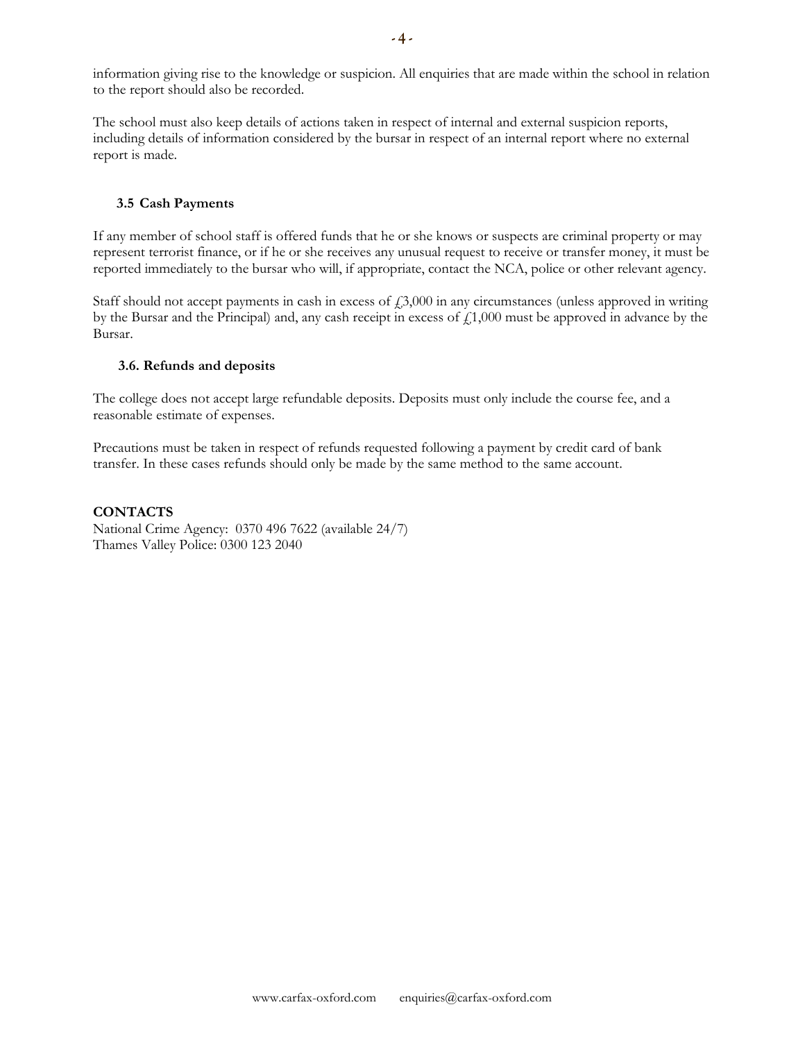information giving rise to the knowledge or suspicion. All enquiries that are made within the school in relation to the report should also be recorded.

The school must also keep details of actions taken in respect of internal and external suspicion reports, including details of information considered by the bursar in respect of an internal report where no external report is made.

### 3.5 Cash Payments

If any member of school staff is offered funds that he or she knows or suspects are criminal property or may represent terrorist finance, or if he or she receives any unusual request to receive or transfer money, it must be reported immediately to the bursar who will, if appropriate, contact the NCA, police or other relevant agency.

Staff should not accept payments in cash in excess of £3,000 in any circumstances (unless approved in writing by the Bursar and the Principal) and, any cash receipt in excess of £1,000 must be approved in advance by the Bursar.

### 3.6. Refunds and deposits

The college does not accept large refundable deposits. Deposits must only include the course fee, and a reasonable estimate of expenses.

Precautions must be taken in respect of refunds requested following a payment by credit card of bank transfer. In these cases refunds should only be made by the same method to the same account.

**CONTACTS**

National Crime Agency: 0370 496 7622 (available 24/7)
Thames Valley Police: 0300 123 2040